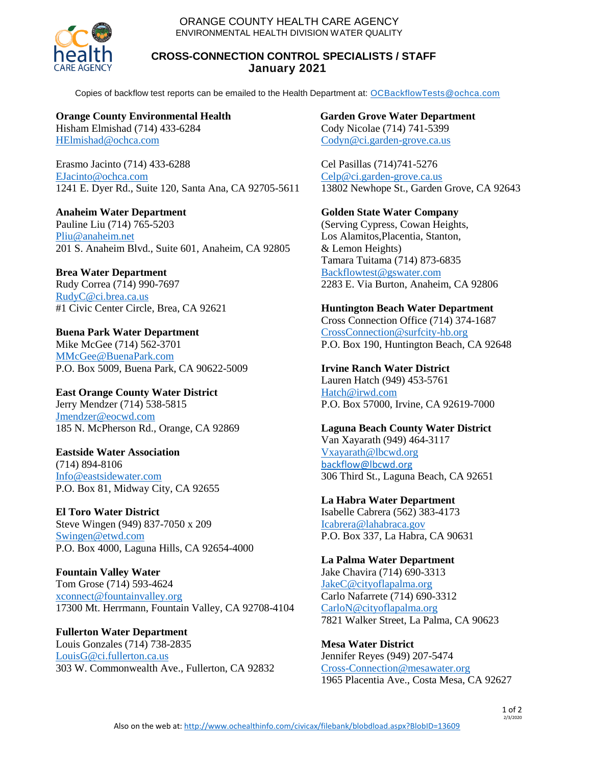ORANGE COUNTY HEALTH CARE AGENCY
ENVIRONMENTAL HEALTH DIVISION WATER QUALITY

## CROSS-CONNECTION CONTROL SPECIALISTS / STAFF
## January 2021

Copies of backflow test reports can be emailed to the Health Department at: OCBackflowTests@ochca.com

**Orange County Environmental Health**
Hisham Elmishad (714) 433-6284
HElmishad@ochca.com

Erasmo Jacinto (714) 433-6288
EJacinto@ochca.com
1241 E. Dyer Rd., Suite 120, Santa Ana, CA 92705-5611

**Anaheim Water Department**
Pauline Liu (714) 765-5203
Pliu@anaheim.net
201 S. Anaheim Blvd., Suite 601, Anaheim, CA 92805

**Brea Water Department**
Rudy Correa (714) 990-7697
RudyC@ci.brea.ca.us
#1 Civic Center Circle, Brea, CA 92621

**Buena Park Water Department**
Mike McGee (714) 562-3701
MMcGee@BuenaPark.com
P.O. Box 5009, Buena Park, CA 90622-5009

**East Orange County Water District**
Jerry Mendzer (714) 538-5815
Jmendzer@eocwd.com
185 N. McPherson Rd., Orange, CA 92869

**Eastside Water Association**
(714) 894-8106
Info@eastsidewater.com
P.O. Box 81, Midway City, CA 92655

**El Toro Water District**
Steve Wingen (949) 837-7050 x 209
Swingen@etwd.com
P.O. Box 4000, Laguna Hills, CA 92654-4000

**Fountain Valley Water**
Tom Grose (714) 593-4624
xconnect@fountainvalley.org
17300 Mt. Herrmann, Fountain Valley, CA 92708-4104

**Fullerton Water Department**
Louis Gonzales (714) 738-2835
LouisG@ci.fullerton.ca.us
303 W. Commonwealth Ave., Fullerton, CA 92832

**Garden Grove Water Department**
Cody Nicolae (714) 741-5399
Codyn@ci.garden-grove.ca.us

Cel Pasillas (714)741-5276
Celp@ci.garden-grove.ca.us
13802 Newhope St., Garden Grove, CA 92643

**Golden State Water Company**
(Serving Cypress, Cowan Heights, Los Alamitos,Placentia, Stanton, & Lemon Heights)
Tamara Tuitama (714) 873-6835
Backflowtest@gswater.com
2283 E. Via Burton, Anaheim, CA 92806

**Huntington Beach Water Department**
Cross Connection Office (714) 374-1687
CrossConnection@surfcity-hb.org
P.O. Box 190, Huntington Beach, CA 92648

**Irvine Ranch Water District**
Lauren Hatch (949) 453-5761
Hatch@irwd.com
P.O. Box 57000, Irvine, CA 92619-7000

**Laguna Beach County Water District**
Van Xayarath (949) 464-3117
Vxayarath@lbcwd.org
backflow@lbcwd.org
306 Third St., Laguna Beach, CA 92651

**La Habra Water Department**
Isabelle Cabrera (562) 383-4173
Icabrera@lahabraca.gov
P.O. Box 337, La Habra, CA 90631

**La Palma Water Department**
Jake Chavira (714) 690-3313
JakeC@cityoflapalma.org
Carlo Nafarrete (714) 690-3312
CarloN@cityoflapalma.org
7821 Walker Street, La Palma, CA 90623

**Mesa Water District**
Jennifer Reyes (949) 207-5474
Cross-Connection@mesawater.org
1965 Placentia Ave., Costa Mesa, CA 92627

Also on the web at: http://www.ochealthinfo.com/civicax/filebank/blobdload.aspx?BlobID=13609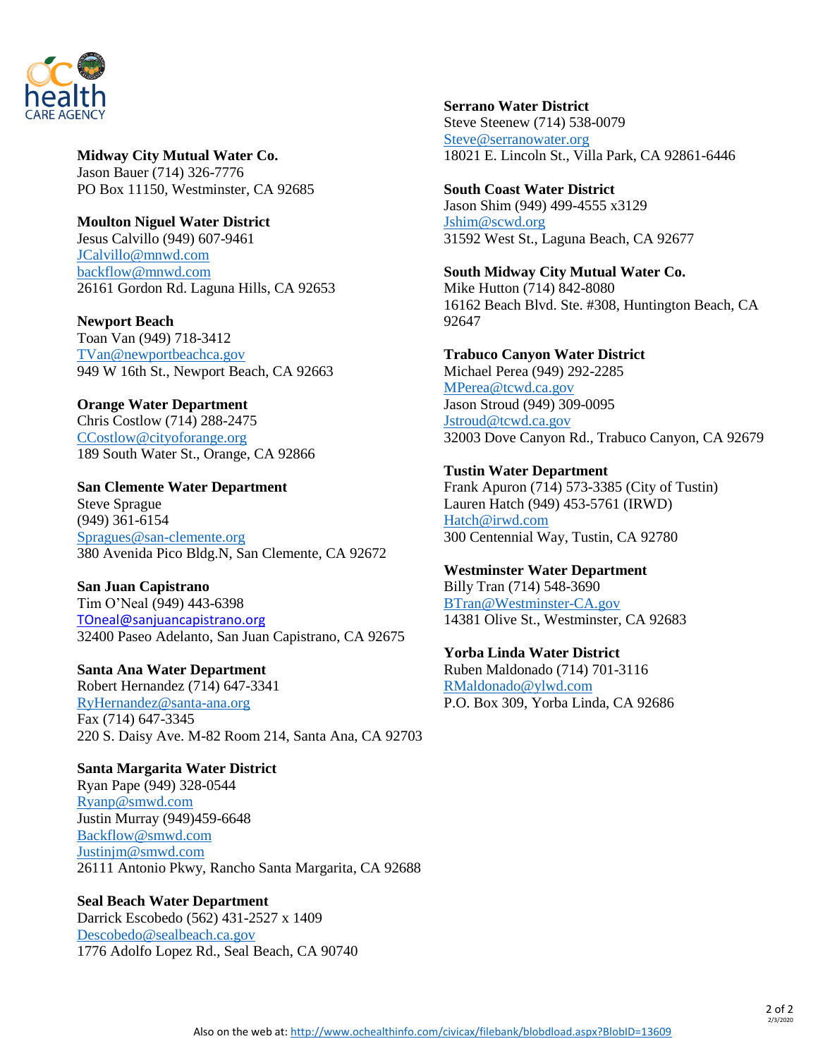**Midway City Mutual Water Co.**
Jason Bauer (714) 326-7776
PO Box 11150, Westminster, CA 92685

**Moulton Niguel Water District**
Jesus Calvillo (949) 607-9461
JCalvillo@mnwd.com
backflow@mnwd.com
26161 Gordon Rd. Laguna Hills, CA 92653

**Newport Beach**
Toan Van (949) 718-3412
TVan@newportbeachca.gov
949 W 16th St., Newport Beach, CA 92663

**Orange Water Department**
Chris Costlow (714) 288-2475
CCostlow@cityoforange.org
189 South Water St., Orange, CA 92866

**San Clemente Water Department**
Steve Sprague
(949) 361-6154
Spragues@san-clemente.org
380 Avenida Pico Bldg.N, San Clemente, CA 92672

**San Juan Capistrano**
Tim O'Neal (949) 443-6398
TOneal@sanjuancapistrano.org
32400 Paseo Adelanto, San Juan Capistrano, CA 92675

**Santa Ana Water Department**
Robert Hernandez (714) 647-3341
RyHernandez@santa-ana.org
Fax (714) 647-3345
220 S. Daisy Ave. M-82 Room 214, Santa Ana, CA 92703

**Santa Margarita Water District**
Ryan Pape (949) 328-0544
Ryanp@smwd.com
Justin Murray (949)459-6648
Backflow@smwd.com
Justinjm@smwd.com
26111 Antonio Pkwy, Rancho Santa Margarita, CA 92688

**Seal Beach Water Department**
Darrick Escobedo (562) 431-2527 x 1409
Descobedo@sealbeach.ca.gov
1776 Adolfo Lopez Rd., Seal Beach, CA 90740

**Serrano Water District**
Steve Steenew (714) 538-0079
Steve@serranowater.org
18021 E. Lincoln St., Villa Park, CA 92861-6446

**South Coast Water District**
Jason Shim (949) 499-4555 x3129
Jshim@scwd.org
31592 West St., Laguna Beach, CA 92677

**South Midway City Mutual Water Co.**
Mike Hutton (714) 842-8080
16162 Beach Blvd. Ste. #308, Huntington Beach, CA 92647

**Trabuco Canyon Water District**
Michael Perea (949) 292-2285
MPerea@tcwd.ca.gov
Jason Stroud (949) 309-0095
Jstroud@tcwd.ca.gov
32003 Dove Canyon Rd., Trabuco Canyon, CA 92679

**Tustin Water Department**
Frank Apuron (714) 573-3385 (City of Tustin)
Lauren Hatch (949) 453-5761 (IRWD)
Hatch@irwd.com
300 Centennial Way, Tustin, CA 92780

**Westminster Water Department**
Billy Tran (714) 548-3690
BTran@Westminster-CA.gov
14381 Olive St., Westminster, CA 92683

**Yorba Linda Water District**
Ruben Maldonado (714) 701-3116
RMaldonado@ylwd.com
P.O. Box 309, Yorba Linda, CA 92686

Also on the web at: http://www.ochealthinfo.com/civicax/filebank/blobdload.aspx?BlobID=13609